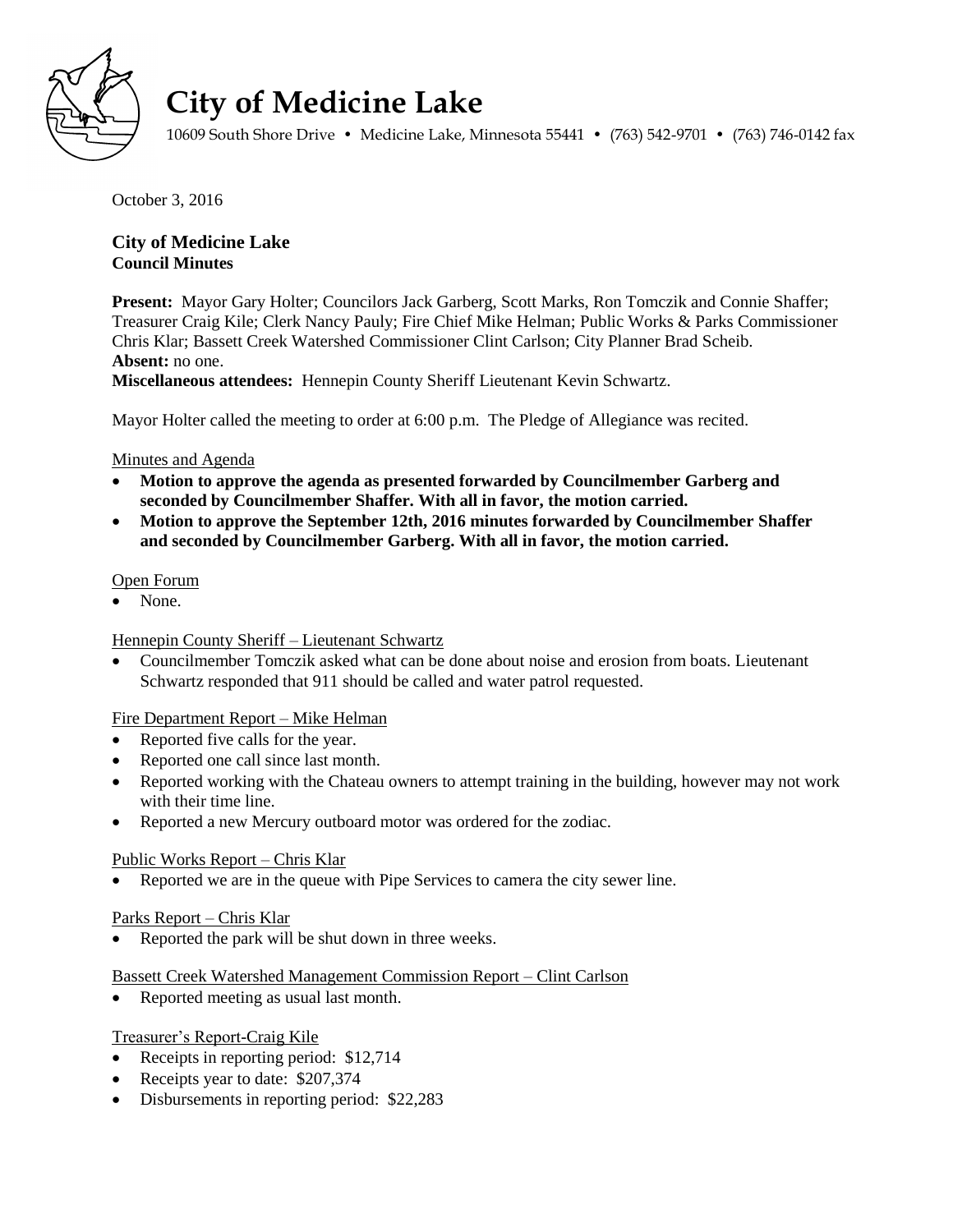# City of Medicine Lake

10609 South Shore Drive • Medicine Lake, Minnesota 55441 • (763) 542-9701 • (763) 746-0142 fax

October 3, 2016

**City of Medicine Lake**
**Council Minutes**

**Present:** Mayor Gary Holter; Councilors Jack Garberg, Scott Marks, Ron Tomczik and Connie Shaffer; Treasurer Craig Kile; Clerk Nancy Pauly; Fire Chief Mike Helman; Public Works & Parks Commissioner Chris Klar; Bassett Creek Watershed Commissioner Clint Carlson; City Planner Brad Scheib.
**Absent:** no one.
**Miscellaneous attendees:** Hennepin County Sheriff Lieutenant Kevin Schwartz.

Mayor Holter called the meeting to order at 6:00 p.m. The Pledge of Allegiance was recited.

Minutes and Agenda

- **Motion to approve the agenda as presented forwarded by Councilmember Garberg and seconded by Councilmember Shaffer. With all in favor, the motion carried.**
- **Motion to approve the September 12th, 2016 minutes forwarded by Councilmember Shaffer and seconded by Councilmember Garberg. With all in favor, the motion carried.**

Open Forum

- None.

Hennepin County Sheriff – Lieutenant Schwartz

- Councilmember Tomczik asked what can be done about noise and erosion from boats. Lieutenant Schwartz responded that 911 should be called and water patrol requested.

Fire Department Report – Mike Helman

- Reported five calls for the year.
- Reported one call since last month.
- Reported working with the Chateau owners to attempt training in the building, however may not work with their time line.
- Reported a new Mercury outboard motor was ordered for the zodiac.

Public Works Report – Chris Klar

- Reported we are in the queue with Pipe Services to camera the city sewer line.

Parks Report – Chris Klar

- Reported the park will be shut down in three weeks.

Bassett Creek Watershed Management Commission Report – Clint Carlson

- Reported meeting as usual last month.

Treasurer's Report-Craig Kile

- Receipts in reporting period: $12,714
- Receipts year to date: $207,374
- Disbursements in reporting period: $22,283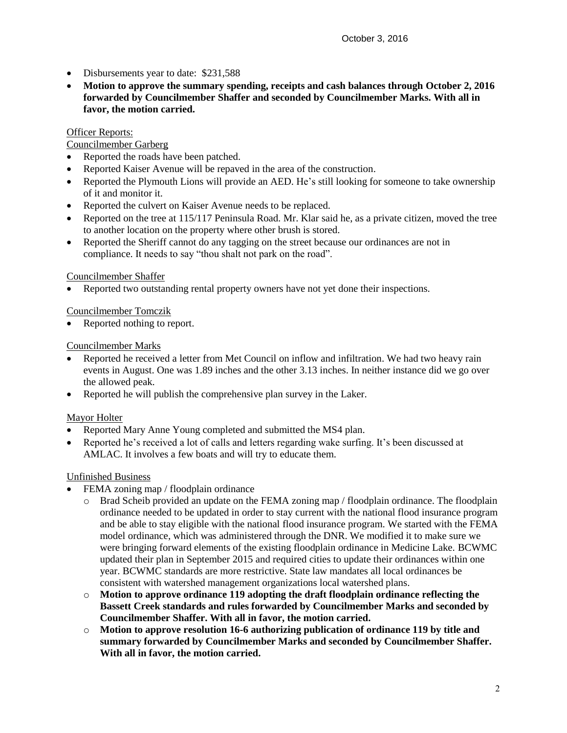- Disbursements year to date: $231,588
- **Motion to approve the summary spending, receipts and cash balances through October 2, 2016 forwarded by Councilmember Shaffer and seconded by Councilmember Marks. With all in favor, the motion carried.**

Officer Reports:

Councilmember Garberg

- Reported the roads have been patched.
- Reported Kaiser Avenue will be repaved in the area of the construction.
- Reported the Plymouth Lions will provide an AED. He's still looking for someone to take ownership of it and monitor it.
- Reported the culvert on Kaiser Avenue needs to be replaced.
- Reported on the tree at 115/117 Peninsula Road. Mr. Klar said he, as a private citizen, moved the tree to another location on the property where other brush is stored.
- Reported the Sheriff cannot do any tagging on the street because our ordinances are not in compliance. It needs to say "thou shalt not park on the road".

Councilmember Shaffer

- Reported two outstanding rental property owners have not yet done their inspections.

Councilmember Tomczik

- Reported nothing to report.

Councilmember Marks

- Reported he received a letter from Met Council on inflow and infiltration. We had two heavy rain events in August. One was 1.89 inches and the other 3.13 inches. In neither instance did we go over the allowed peak.
- Reported he will publish the comprehensive plan survey in the Laker.

Mayor Holter

- Reported Mary Anne Young completed and submitted the MS4 plan.
- Reported he's received a lot of calls and letters regarding wake surfing. It's been discussed at AMLAC. It involves a few boats and will try to educate them.

Unfinished Business

- FEMA zoning map / floodplain ordinance
  - Brad Scheib provided an update on the FEMA zoning map / floodplain ordinance. The floodplain ordinance needed to be updated in order to stay current with the national flood insurance program and be able to stay eligible with the national flood insurance program. We started with the FEMA model ordinance, which was administered through the DNR. We modified it to make sure we were bringing forward elements of the existing floodplain ordinance in Medicine Lake. BCWMC updated their plan in September 2015 and required cities to update their ordinances within one year. BCWMC standards are more restrictive. State law mandates all local ordinances be consistent with watershed management organizations local watershed plans.
  - **Motion to approve ordinance 119 adopting the draft floodplain ordinance reflecting the Bassett Creek standards and rules forwarded by Councilmember Marks and seconded by Councilmember Shaffer. With all in favor, the motion carried.**
  - **Motion to approve resolution 16-6 authorizing publication of ordinance 119 by title and summary forwarded by Councilmember Marks and seconded by Councilmember Shaffer. With all in favor, the motion carried.**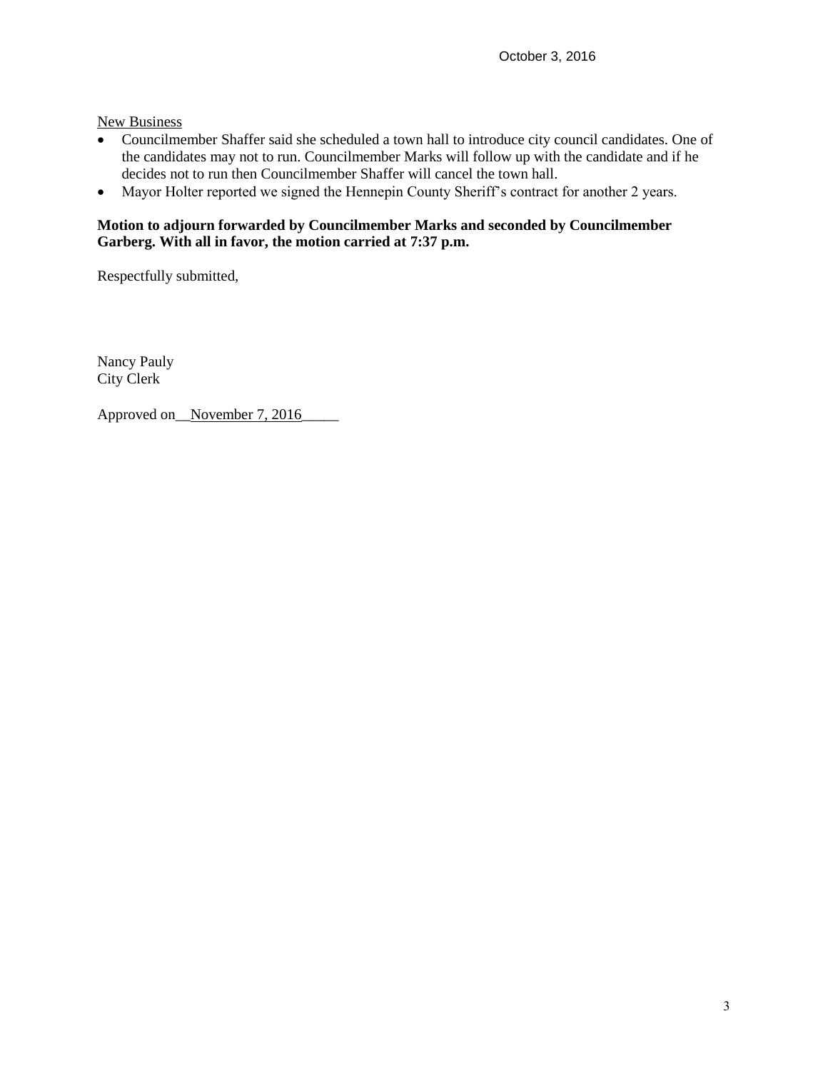New Business

- Councilmember Shaffer said she scheduled a town hall to introduce city council candidates. One of the candidates may not to run. Councilmember Marks will follow up with the candidate and if he decides not to run then Councilmember Shaffer will cancel the town hall.
- Mayor Holter reported we signed the Hennepin County Sheriff's contract for another 2 years.

**Motion to adjourn forwarded by Councilmember Marks and seconded by Councilmember Garberg. With all in favor, the motion carried at 7:37 p.m.**

Respectfully submitted,

Nancy Pauly
City Clerk

Approved on__November 7, 2016_____